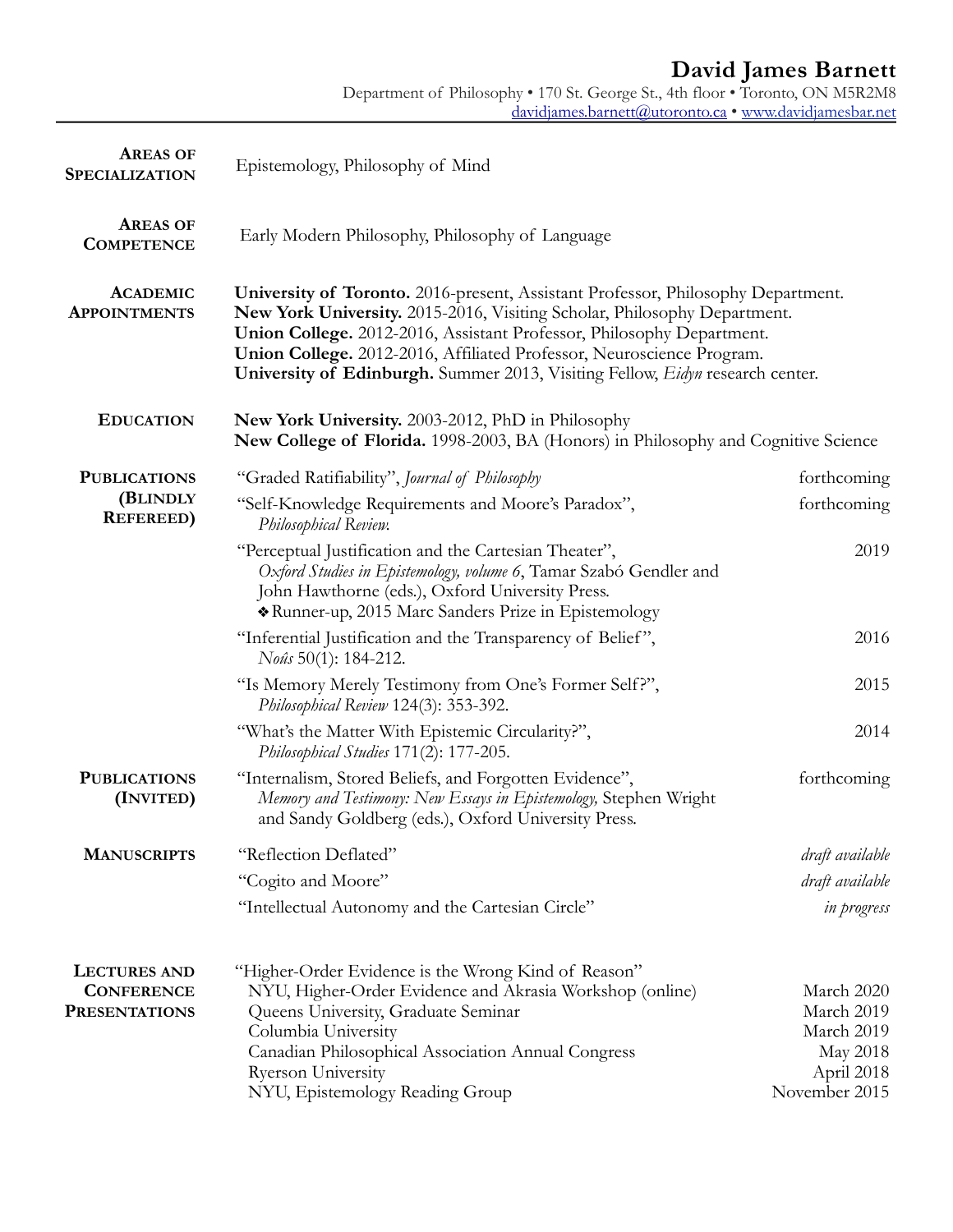# David James Barnett

Department of Philosophy • 170 St. George St., 4th floor • Toronto, ON M5R2M8
davidjames.barnett@utoronto.ca • www.davidjamesbar.net

**AREAS OF SPECIALIZATION**

Epistemology, Philosophy of Mind

**AREAS OF COMPETENCE**

Early Modern Philosophy, Philosophy of Language

**ACADEMIC APPOINTMENTS**

**University of Toronto.** 2016-present, Assistant Professor, Philosophy Department.
**New York University.** 2015-2016, Visiting Scholar, Philosophy Department.
**Union College.** 2012-2016, Assistant Professor, Philosophy Department.
**Union College.** 2012-2016, Affiliated Professor, Neuroscience Program.
**University of Edinburgh.** Summer 2013, Visiting Fellow, *Eidyn* research center.

**EDUCATION**

**New York University.** 2003-2012, PhD in Philosophy
**New College of Florida.** 1998-2003, BA (Honors) in Philosophy and Cognitive Science

**PUBLICATIONS (BLINDLY REFEREED)**

| | |
|---|---|
| "Graded Ratifiability", *Journal of Philosophy* | forthcoming |
| "Self-Knowledge Requirements and Moore's Paradox", *Philosophical Review.* | forthcoming |
| "Perceptual Justification and the Cartesian Theater", *Oxford Studies in Epistemology, volume 6*, Tamar Szabó Gendler and John Hawthorne (eds.), Oxford University Press. ❖Runner-up, 2015 Marc Sanders Prize in Epistemology | 2019 |
| "Inferential Justification and the Transparency of Belief", *Noûs* 50(1): 184-212. | 2016 |
| "Is Memory Merely Testimony from One's Former Self?", *Philosophical Review* 124(3): 353-392. | 2015 |
| "What's the Matter With Epistemic Circularity?", *Philosophical Studies* 171(2): 177-205. | 2014 |

**PUBLICATIONS (INVITED)**

| | |
|---|---|
| "Internalism, Stored Beliefs, and Forgotten Evidence", *Memory and Testimony: New Essays in Epistemology,* Stephen Wright and Sandy Goldberg (eds.), Oxford University Press. | forthcoming |

**MANUSCRIPTS**

| | |
|---|---|
| "Reflection Deflated" | *draft available* |
| "Cogito and Moore" | *draft available* |
| "Intellectual Autonomy and the Cartesian Circle" | *in progress* |

**LECTURES AND CONFERENCE PRESENTATIONS**

"Higher-Order Evidence is the Wrong Kind of Reason"

| | |
|---|---|
| NYU, Higher-Order Evidence and Akrasia Workshop (online) | March 2020 |
| Queens University, Graduate Seminar | March 2019 |
| Columbia University | March 2019 |
| Canadian Philosophical Association Annual Congress | May 2018 |
| Ryerson University | April 2018 |
| NYU, Epistemology Reading Group | November 2015 |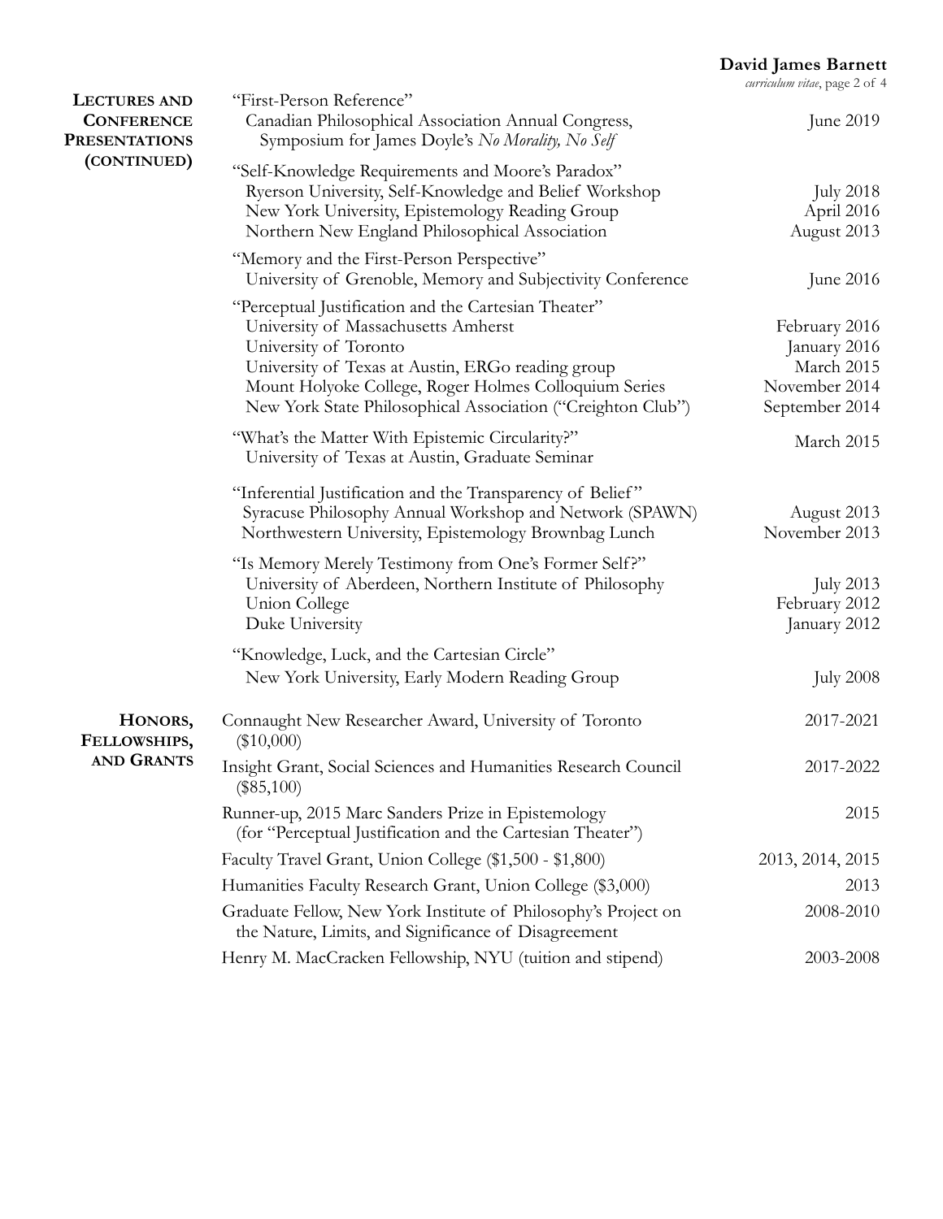## Lectures and Conference Presentations (continued)

"First-Person Reference"
- Canadian Philosophical Association Annual Congress, Symposium for James Doyle's *No Morality, No Self* — June 2019

"Self-Knowledge Requirements and Moore's Paradox"
- Ryerson University, Self-Knowledge and Belief Workshop — July 2018
- New York University, Epistemology Reading Group — April 2016
- Northern New England Philosophical Association — August 2013

"Memory and the First-Person Perspective"
- University of Grenoble, Memory and Subjectivity Conference — June 2016

"Perceptual Justification and the Cartesian Theater"
- University of Massachusetts Amherst — February 2016
- University of Toronto — January 2016
- University of Texas at Austin, ERGo reading group — March 2015
- Mount Holyoke College, Roger Holmes Colloquium Series — November 2014
- New York State Philosophical Association ("Creighton Club") — September 2014

"What's the Matter With Epistemic Circularity?"
- University of Texas at Austin, Graduate Seminar — March 2015

"Inferential Justification and the Transparency of Belief"
- Syracuse Philosophy Annual Workshop and Network (SPAWN) — August 2013
- Northwestern University, Epistemology Brownbag Lunch — November 2013

"Is Memory Merely Testimony from One's Former Self?"
- University of Aberdeen, Northern Institute of Philosophy — July 2013
- Union College — February 2012
- Duke University — January 2012

"Knowledge, Luck, and the Cartesian Circle"
- New York University, Early Modern Reading Group — July 2008

## Honors, Fellowships, and Grants

- Connaught New Researcher Award, University of Toronto ($10,000) — 2017-2021
- Insight Grant, Social Sciences and Humanities Research Council ($85,100) — 2017-2022
- Runner-up, 2015 Marc Sanders Prize in Epistemology (for "Perceptual Justification and the Cartesian Theater") — 2015
- Faculty Travel Grant, Union College ($1,500 - $1,800) — 2013, 2014, 2015
- Humanities Faculty Research Grant, Union College ($3,000) — 2013
- Graduate Fellow, New York Institute of Philosophy's Project on the Nature, Limits, and Significance of Disagreement — 2008-2010
- Henry M. MacCracken Fellowship, NYU (tuition and stipend) — 2003-2008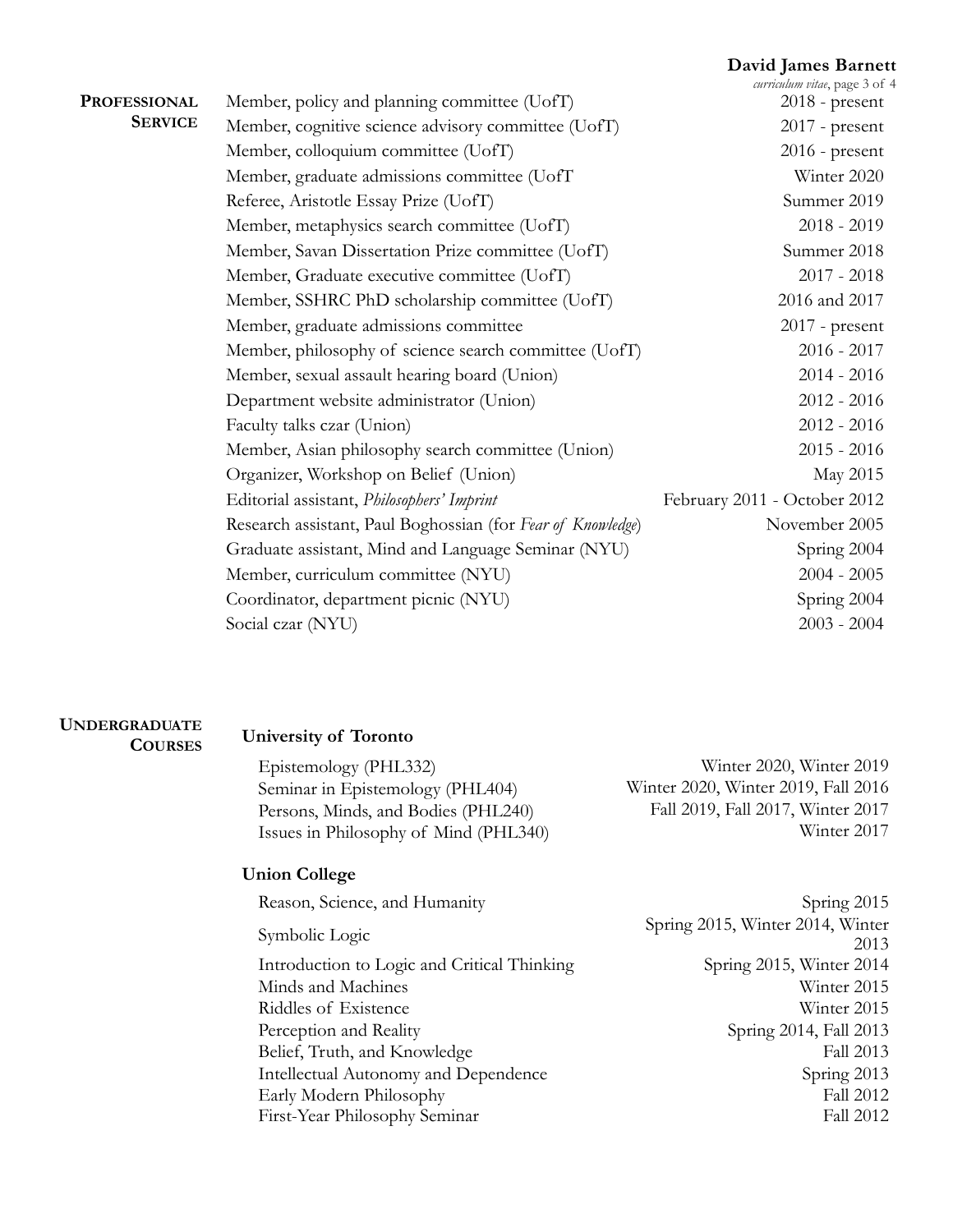## Professional Service

| | |
|---|---|
| Member, policy and planning committee (UofT) | 2018 - present |
| Member, cognitive science advisory committee (UofT) | 2017 - present |
| Member, colloquium committee (UofT) | 2016 - present |
| Member, graduate admissions committee (UofT | Winter 2020 |
| Referee, Aristotle Essay Prize (UofT) | Summer 2019 |
| Member, metaphysics search committee (UofT) | 2018 - 2019 |
| Member, Savan Dissertation Prize committee (UofT) | Summer 2018 |
| Member, Graduate executive committee (UofT) | 2017 - 2018 |
| Member, SSHRC PhD scholarship committee (UofT) | 2016 and 2017 |
| Member, graduate admissions committee | 2017 - present |
| Member, philosophy of science search committee (UofT) | 2016 - 2017 |
| Member, sexual assault hearing board (Union) | 2014 - 2016 |
| Department website administrator (Union) | 2012 - 2016 |
| Faculty talks czar (Union) | 2012 - 2016 |
| Member, Asian philosophy search committee (Union) | 2015 - 2016 |
| Organizer, Workshop on Belief (Union) | May 2015 |
| Editorial assistant, *Philosophers' Imprint* | February 2011 - October 2012 |
| Research assistant, Paul Boghossian (for *Fear of Knowledge*) | November 2005 |
| Graduate assistant, Mind and Language Seminar (NYU) | Spring 2004 |
| Member, curriculum committee (NYU) | 2004 - 2005 |
| Coordinator, department picnic (NYU) | Spring 2004 |
| Social czar (NYU) | 2003 - 2004 |

## Undergraduate Courses

### University of Toronto

| | |
|---|---|
| Epistemology (PHL332) | Winter 2020, Winter 2019 |
| Seminar in Epistemology (PHL404) | Winter 2020, Winter 2019, Fall 2016 |
| Persons, Minds, and Bodies (PHL240) | Fall 2019, Fall 2017, Winter 2017 |
| Issues in Philosophy of Mind (PHL340) | Winter 2017 |

### Union College

| | |
|---|---|
| Reason, Science, and Humanity | Spring 2015 |
| Symbolic Logic | Spring 2015, Winter 2014, Winter 2013 |
| Introduction to Logic and Critical Thinking | Spring 2015, Winter 2014 |
| Minds and Machines | Winter 2015 |
| Riddles of Existence | Winter 2015 |
| Perception and Reality | Spring 2014, Fall 2013 |
| Belief, Truth, and Knowledge | Fall 2013 |
| Intellectual Autonomy and Dependence | Spring 2013 |
| Early Modern Philosophy | Fall 2012 |
| First-Year Philosophy Seminar | Fall 2012 |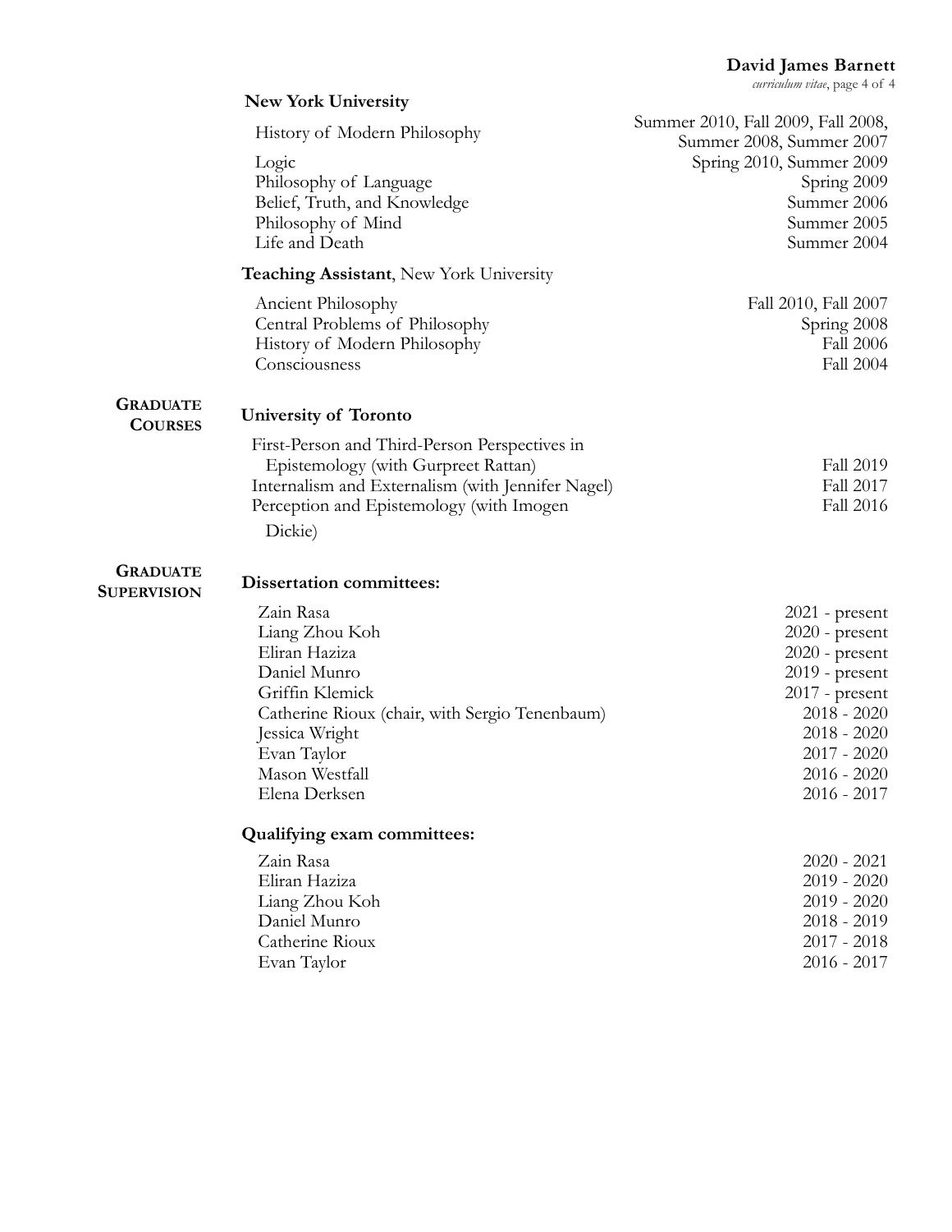**New York University**

| | |
|---|---|
| History of Modern Philosophy | Summer 2010, Fall 2009, Fall 2008, Summer 2008, Summer 2007 |
| Logic | Spring 2010, Summer 2009 |
| Philosophy of Language | Spring 2009 |
| Belief, Truth, and Knowledge | Summer 2006 |
| Philosophy of Mind | Summer 2005 |
| Life and Death | Summer 2004 |

**Teaching Assistant**, New York University

| | |
|---|---|
| Ancient Philosophy | Fall 2010, Fall 2007 |
| Central Problems of Philosophy | Spring 2008 |
| History of Modern Philosophy | Fall 2006 |
| Consciousness | Fall 2004 |

## GRADUATE COURSES

**University of Toronto**

| | |
|---|---|
| First-Person and Third-Person Perspectives in Epistemology (with Gurpreet Rattan) | Fall 2019 |
| Internalism and Externalism (with Jennifer Nagel) | Fall 2017 |
| Perception and Epistemology (with Imogen Dickie) | Fall 2016 |

## GRADUATE SUPERVISION

**Dissertation committees:**

| | |
|---|---|
| Zain Rasa | 2021 - present |
| Liang Zhou Koh | 2020 - present |
| Eliran Haziza | 2020 - present |
| Daniel Munro | 2019 - present |
| Griffin Klemick | 2017 - present |
| Catherine Rioux (chair, with Sergio Tenenbaum) | 2018 - 2020 |
| Jessica Wright | 2018 - 2020 |
| Evan Taylor | 2017 - 2020 |
| Mason Westfall | 2016 - 2020 |
| Elena Derksen | 2016 - 2017 |

**Qualifying exam committees:**

| | |
|---|---|
| Zain Rasa | 2020 - 2021 |
| Eliran Haziza | 2019 - 2020 |
| Liang Zhou Koh | 2019 - 2020 |
| Daniel Munro | 2018 - 2019 |
| Catherine Rioux | 2017 - 2018 |
| Evan Taylor | 2016 - 2017 |